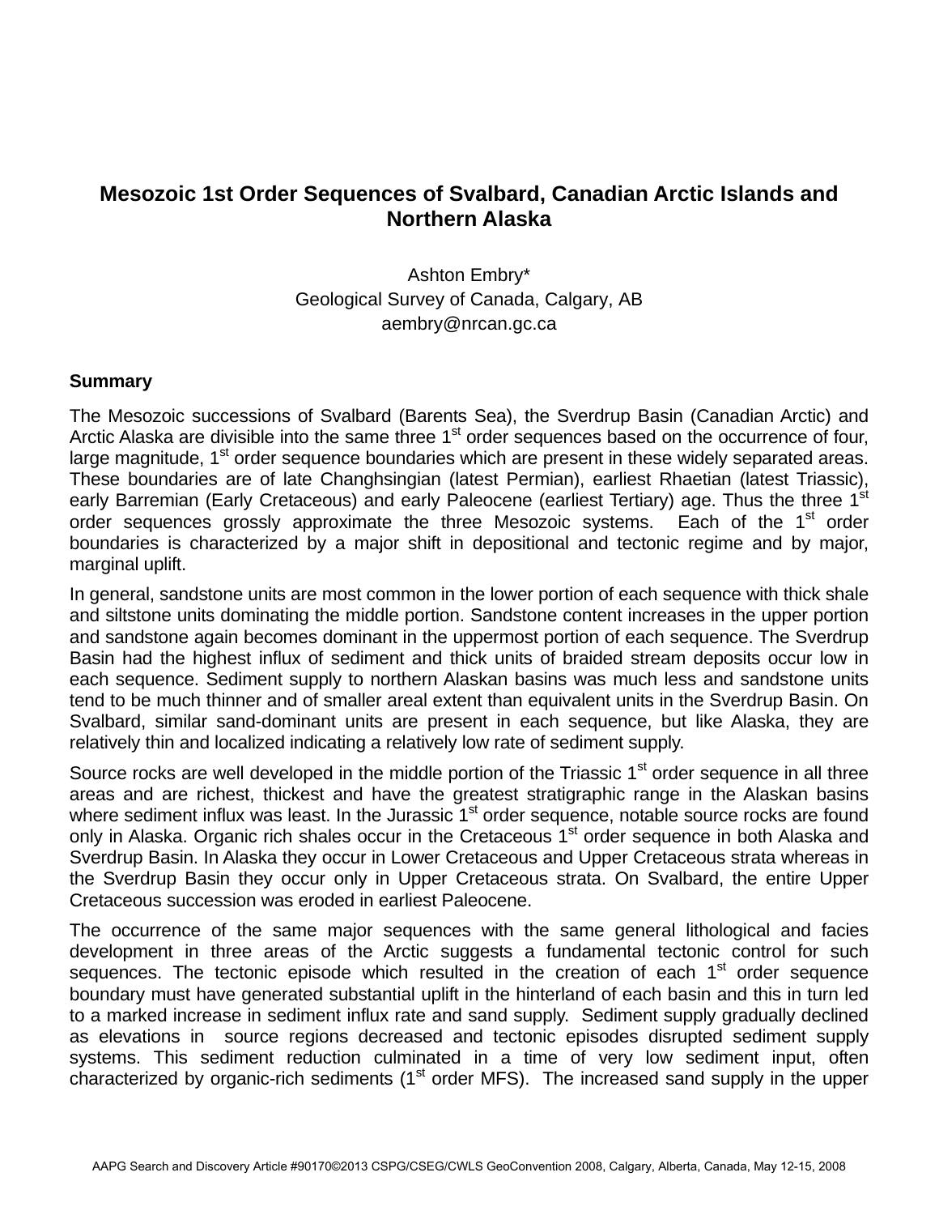# Mesozoic 1st Order Sequences of Svalbard, Canadian Arctic Islands and Northern Alaska

Ashton Embry*
Geological Survey of Canada, Calgary, AB
aembry@nrcan.gc.ca

## Summary

The Mesozoic successions of Svalbard (Barents Sea), the Sverdrup Basin (Canadian Arctic) and Arctic Alaska are divisible into the same three 1st order sequences based on the occurrence of four, large magnitude, 1st order sequence boundaries which are present in these widely separated areas. These boundaries are of late Changhsingian (latest Permian), earliest Rhaetian (latest Triassic), early Barremian (Early Cretaceous) and early Paleocene (earliest Tertiary) age. Thus the three 1st order sequences grossly approximate the three Mesozoic systems. Each of the 1st order boundaries is characterized by a major shift in depositional and tectonic regime and by major, marginal uplift.

In general, sandstone units are most common in the lower portion of each sequence with thick shale and siltstone units dominating the middle portion. Sandstone content increases in the upper portion and sandstone again becomes dominant in the uppermost portion of each sequence. The Sverdrup Basin had the highest influx of sediment and thick units of braided stream deposits occur low in each sequence. Sediment supply to northern Alaskan basins was much less and sandstone units tend to be much thinner and of smaller areal extent than equivalent units in the Sverdrup Basin. On Svalbard, similar sand-dominant units are present in each sequence, but like Alaska, they are relatively thin and localized indicating a relatively low rate of sediment supply.

Source rocks are well developed in the middle portion of the Triassic 1st order sequence in all three areas and are richest, thickest and have the greatest stratigraphic range in the Alaskan basins where sediment influx was least. In the Jurassic 1st order sequence, notable source rocks are found only in Alaska. Organic rich shales occur in the Cretaceous 1st order sequence in both Alaska and Sverdrup Basin. In Alaska they occur in Lower Cretaceous and Upper Cretaceous strata whereas in the Sverdrup Basin they occur only in Upper Cretaceous strata. On Svalbard, the entire Upper Cretaceous succession was eroded in earliest Paleocene.

The occurrence of the same major sequences with the same general lithological and facies development in three areas of the Arctic suggests a fundamental tectonic control for such sequences. The tectonic episode which resulted in the creation of each 1st order sequence boundary must have generated substantial uplift in the hinterland of each basin and this in turn led to a marked increase in sediment influx rate and sand supply. Sediment supply gradually declined as elevations in source regions decreased and tectonic episodes disrupted sediment supply systems. This sediment reduction culminated in a time of very low sediment input, often characterized by organic-rich sediments (1st order MFS). The increased sand supply in the upper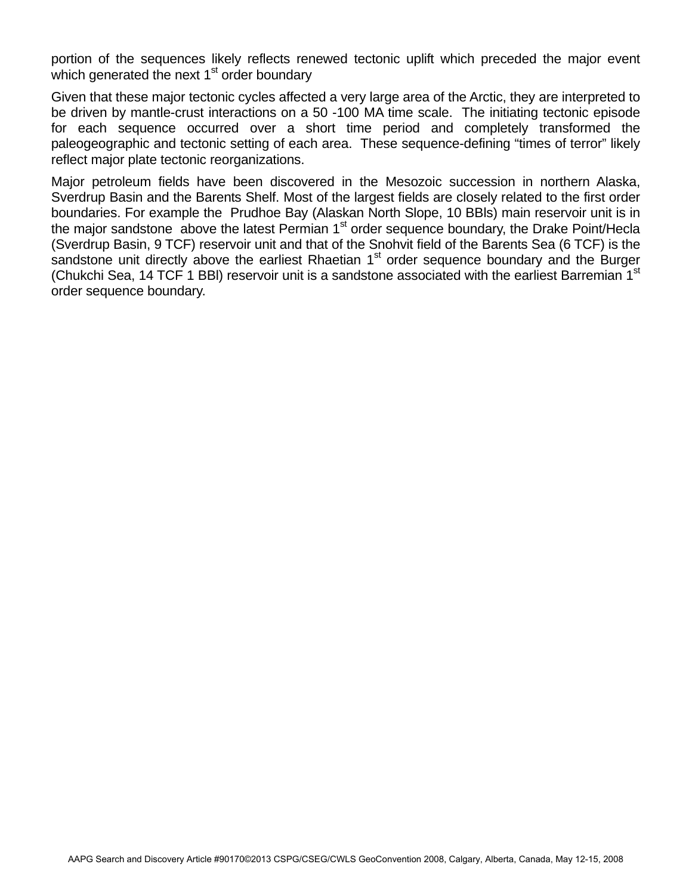portion of the sequences likely reflects renewed tectonic uplift which preceded the major event which generated the next 1st order boundary

Given that these major tectonic cycles affected a very large area of the Arctic, they are interpreted to be driven by mantle-crust interactions on a 50 -100 MA time scale. The initiating tectonic episode for each sequence occurred over a short time period and completely transformed the paleogeographic and tectonic setting of each area. These sequence-defining "times of terror" likely reflect major plate tectonic reorganizations.

Major petroleum fields have been discovered in the Mesozoic succession in northern Alaska, Sverdrup Basin and the Barents Shelf. Most of the largest fields are closely related to the first order boundaries. For example the Prudhoe Bay (Alaskan North Slope, 10 BBls) main reservoir unit is in the major sandstone above the latest Permian 1st order sequence boundary, the Drake Point/Hecla (Sverdrup Basin, 9 TCF) reservoir unit and that of the Snohvit field of the Barents Sea (6 TCF) is the sandstone unit directly above the earliest Rhaetian 1st order sequence boundary and the Burger (Chukchi Sea, 14 TCF 1 BBl) reservoir unit is a sandstone associated with the earliest Barremian 1st order sequence boundary.